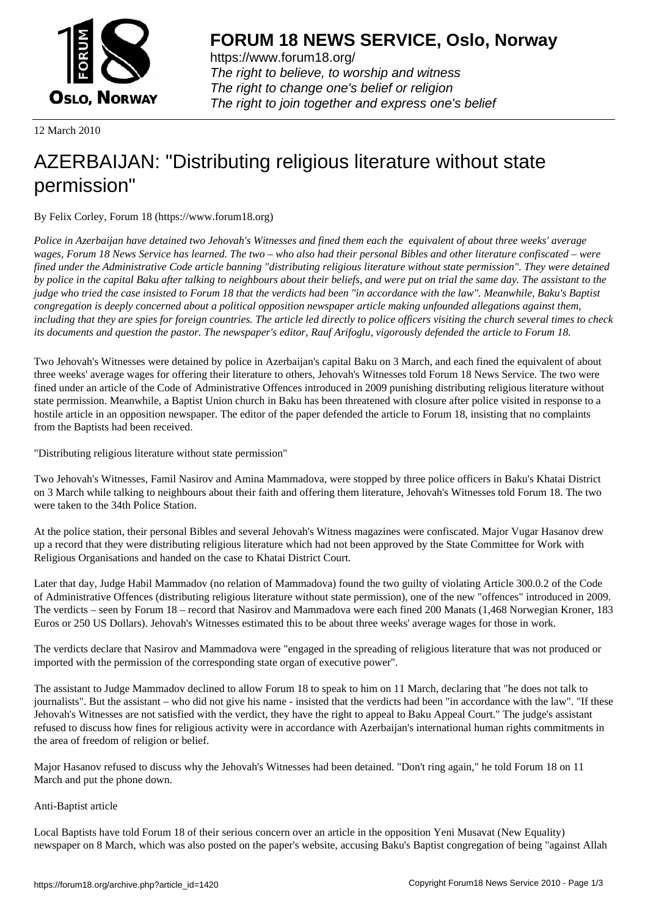# FORUM 18 NEWS SERVICE, Oslo, Norway

https://www.forum18.org/
*The right to believe, to worship and witness*
*The right to change one's belief or religion*
*The right to join together and express one's belief*

12 March 2010

# AZERBAIJAN: "Distributing religious literature without state permission"

By Felix Corley, Forum 18 (https://www.forum18.org)

*Police in Azerbaijan have detained two Jehovah's Witnesses and fined them each the equivalent of about three weeks' average wages, Forum 18 News Service has learned. The two – who also had their personal Bibles and other literature confiscated – were fined under the Administrative Code article banning "distributing religious literature without state permission". They were detained by police in the capital Baku after talking to neighbours about their beliefs, and were put on trial the same day. The assistant to the judge who tried the case insisted to Forum 18 that the verdicts had been "in accordance with the law". Meanwhile, Baku's Baptist congregation is deeply concerned about a political opposition newspaper article making unfounded allegations against them, including that they are spies for foreign countries. The article led directly to police officers visiting the church several times to check its documents and question the pastor. The newspaper's editor, Rauf Arifoglu, vigorously defended the article to Forum 18.*

Two Jehovah's Witnesses were detained by police in Azerbaijan's capital Baku on 3 March, and each fined the equivalent of about three weeks' average wages for offering their literature to others, Jehovah's Witnesses told Forum 18 News Service. The two were fined under an article of the Code of Administrative Offences introduced in 2009 punishing distributing religious literature without state permission. Meanwhile, a Baptist Union church in Baku has been threatened with closure after police visited in response to a hostile article in an opposition newspaper. The editor of the paper defended the article to Forum 18, insisting that no complaints from the Baptists had been received.

"Distributing religious literature without state permission"

Two Jehovah's Witnesses, Famil Nasirov and Amina Mammadova, were stopped by three police officers in Baku's Khatai District on 3 March while talking to neighbours about their faith and offering them literature, Jehovah's Witnesses told Forum 18. The two were taken to the 34th Police Station.

At the police station, their personal Bibles and several Jehovah's Witness magazines were confiscated. Major Vugar Hasanov drew up a record that they were distributing religious literature which had not been approved by the State Committee for Work with Religious Organisations and handed on the case to Khatai District Court.

Later that day, Judge Habil Mammadov (no relation of Mammadova) found the two guilty of violating Article 300.0.2 of the Code of Administrative Offences (distributing religious literature without state permission), one of the new "offences" introduced in 2009. The verdicts – seen by Forum 18 – record that Nasirov and Mammadova were each fined 200 Manats (1,468 Norwegian Kroner, 183 Euros or 250 US Dollars). Jehovah's Witnesses estimated this to be about three weeks' average wages for those in work.

The verdicts declare that Nasirov and Mammadova were "engaged in the spreading of religious literature that was not produced or imported with the permission of the corresponding state organ of executive power".

The assistant to Judge Mammadov declined to allow Forum 18 to speak to him on 11 March, declaring that "he does not talk to journalists". But the assistant – who did not give his name - insisted that the verdicts had been "in accordance with the law". "If these Jehovah's Witnesses are not satisfied with the verdict, they have the right to appeal to Baku Appeal Court." The judge's assistant refused to discuss how fines for religious activity were in accordance with Azerbaijan's international human rights commitments in the area of freedom of religion or belief.

Major Hasanov refused to discuss why the Jehovah's Witnesses had been detained. "Don't ring again," he told Forum 18 on 11 March and put the phone down.

Anti-Baptist article

Local Baptists have told Forum 18 of their serious concern over an article in the opposition Yeni Musavat (New Equality) newspaper on 8 March, which was also posted on the paper's website, accusing Baku's Baptist congregation of being "against Allah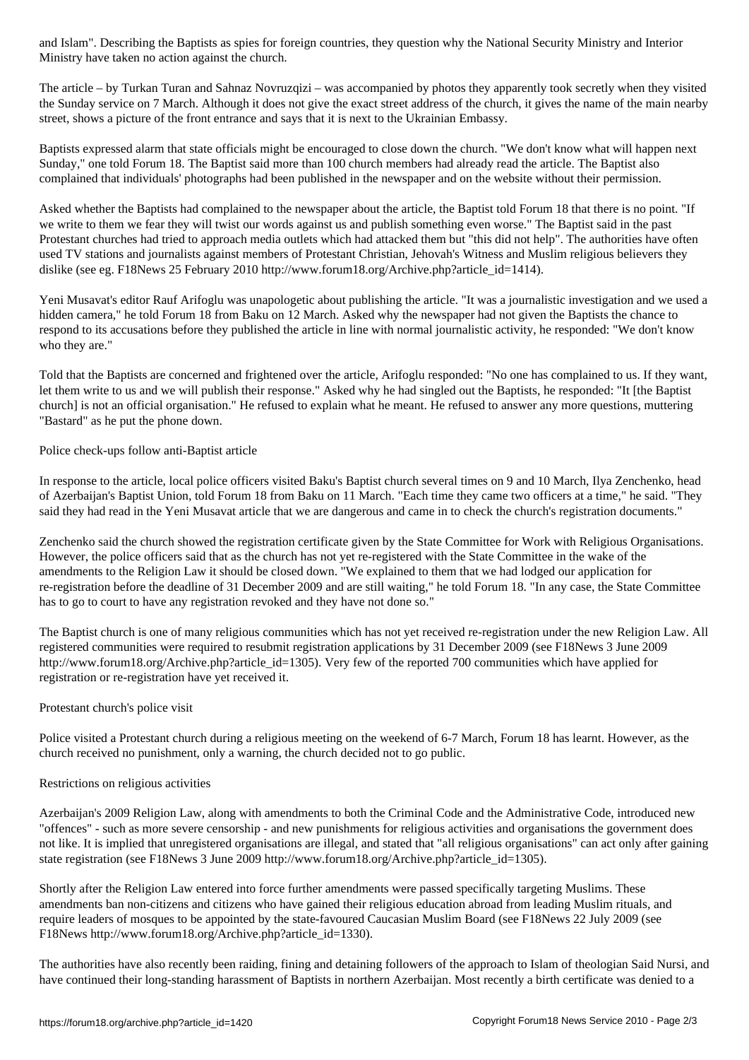and Islam". Describing the Baptists as spies for foreign countries, they question why the National Security Ministry and Interior Ministry have taken no action against the church.

The article – by Turkan Turan and Sahnaz Novruzqizi – was accompanied by photos they apparently took secretly when they visited the Sunday service on 7 March. Although it does not give the exact street address of the church, it gives the name of the main nearby street, shows a picture of the front entrance and says that it is next to the Ukrainian Embassy.

Baptists expressed alarm that state officials might be encouraged to close down the church. "We don't know what will happen next Sunday," one told Forum 18. The Baptist said more than 100 church members had already read the article. The Baptist also complained that individuals' photographs had been published in the newspaper and on the website without their permission.

Asked whether the Baptists had complained to the newspaper about the article, the Baptist told Forum 18 that there is no point. "If we write to them we fear they will twist our words against us and publish something even worse." The Baptist said in the past Protestant churches had tried to approach media outlets which had attacked them but "this did not help". The authorities have often used TV stations and journalists against members of Protestant Christian, Jehovah's Witness and Muslim religious believers they dislike (see eg. F18News 25 February 2010 http://www.forum18.org/Archive.php?article_id=1414).

Yeni Musavat's editor Rauf Arifoglu was unapologetic about publishing the article. "It was a journalistic investigation and we used a hidden camera," he told Forum 18 from Baku on 12 March. Asked why the newspaper had not given the Baptists the chance to respond to its accusations before they published the article in line with normal journalistic activity, he responded: "We don't know who they are."

Told that the Baptists are concerned and frightened over the article, Arifoglu responded: "No one has complained to us. If they want, let them write to us and we will publish their response." Asked why he had singled out the Baptists, he responded: "It [the Baptist church] is not an official organisation." He refused to explain what he meant. He refused to answer any more questions, muttering "Bastard" as he put the phone down.

Police check-ups follow anti-Baptist article

In response to the article, local police officers visited Baku's Baptist church several times on 9 and 10 March, Ilya Zenchenko, head of Azerbaijan's Baptist Union, told Forum 18 from Baku on 11 March. "Each time they came two officers at a time," he said. "They said they had read in the Yeni Musavat article that we are dangerous and came in to check the church's registration documents."

Zenchenko said the church showed the registration certificate given by the State Committee for Work with Religious Organisations. However, the police officers said that as the church has not yet re-registered with the State Committee in the wake of the amendments to the Religion Law it should be closed down. "We explained to them that we had lodged our application for re-registration before the deadline of 31 December 2009 and are still waiting," he told Forum 18. "In any case, the State Committee has to go to court to have any registration revoked and they have not done so."

The Baptist church is one of many religious communities which has not yet received re-registration under the new Religion Law. All registered communities were required to resubmit registration applications by 31 December 2009 (see F18News 3 June 2009 http://www.forum18.org/Archive.php?article_id=1305). Very few of the reported 700 communities which have applied for registration or re-registration have yet received it.

Protestant church's police visit

Police visited a Protestant church during a religious meeting on the weekend of 6-7 March, Forum 18 has learnt. However, as the church received no punishment, only a warning, the church decided not to go public.

Restrictions on religious activities

Azerbaijan's 2009 Religion Law, along with amendments to both the Criminal Code and the Administrative Code, introduced new "offences" - such as more severe censorship - and new punishments for religious activities and organisations the government does not like. It is implied that unregistered organisations are illegal, and stated that "all religious organisations" can act only after gaining state registration (see F18News 3 June 2009 http://www.forum18.org/Archive.php?article_id=1305).

Shortly after the Religion Law entered into force further amendments were passed specifically targeting Muslims. These amendments ban non-citizens and citizens who have gained their religious education abroad from leading Muslim rituals, and require leaders of mosques to be appointed by the state-favoured Caucasian Muslim Board (see F18News 22 July 2009 (see F18News http://www.forum18.org/Archive.php?article_id=1330).

The authorities have also recently been raiding, fining and detaining followers of the approach to Islam of theologian Said Nursi, and have continued their long-standing harassment of Baptists in northern Azerbaijan. Most recently a birth certificate was denied to a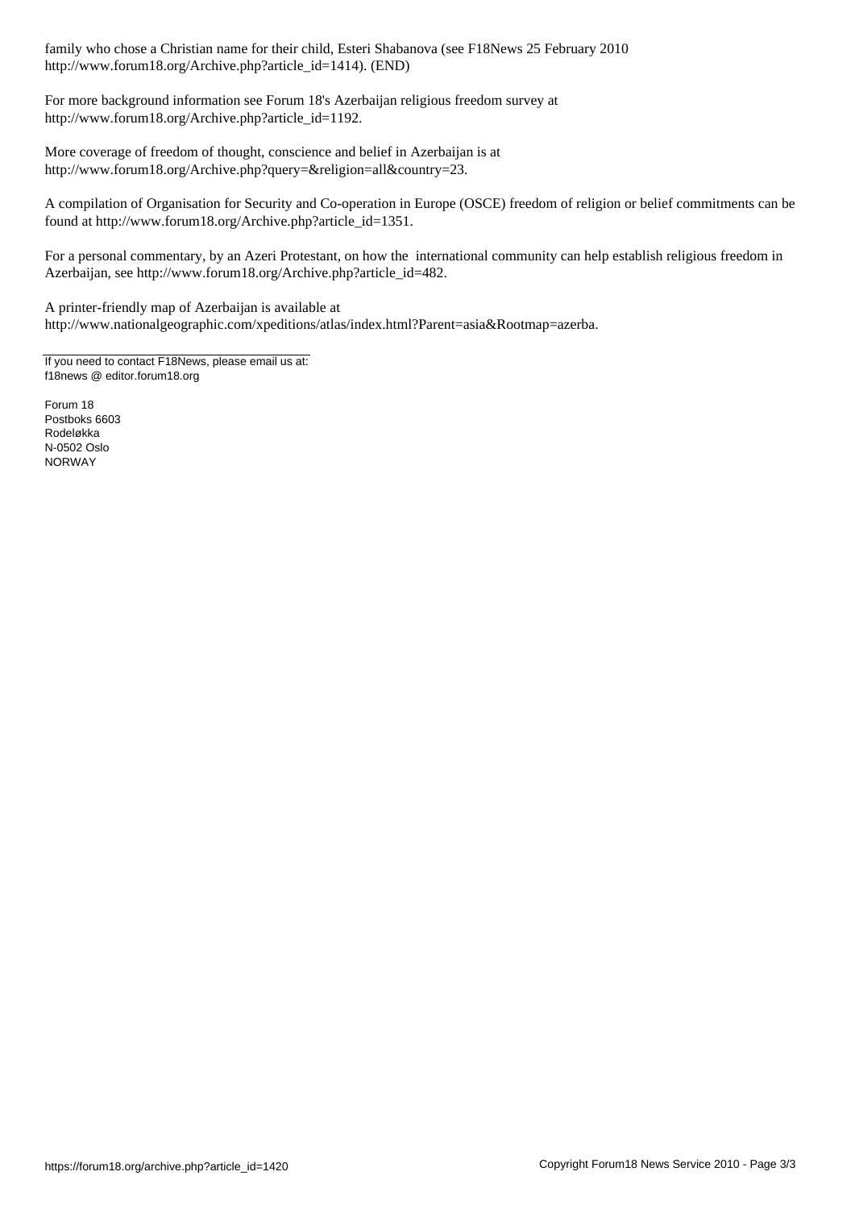family who chose a Christian name for their child, Esteri Shabanova (see F18News 25 February 2010 http://www.forum18.org/Archive.php?article_id=1414). (END)

For more background information see Forum 18's Azerbaijan religious freedom survey at http://www.forum18.org/Archive.php?article_id=1192.

More coverage of freedom of thought, conscience and belief in Azerbaijan is at http://www.forum18.org/Archive.php?query=&religion=all&country=23.

A compilation of Organisation for Security and Co-operation in Europe (OSCE) freedom of religion or belief commitments can be found at http://www.forum18.org/Archive.php?article_id=1351.

For a personal commentary, by an Azeri Protestant, on how the international community can help establish religious freedom in Azerbaijan, see http://www.forum18.org/Archive.php?article_id=482.

A printer-friendly map of Azerbaijan is available at http://www.nationalgeographic.com/xpeditions/atlas/index.html?Parent=asia&Rootmap=azerba.

---

If you need to contact F18News, please email us at:
f18news @ editor.forum18.org

Forum 18
Postboks 6603
Rodeløkka
N-0502 Oslo
NORWAY